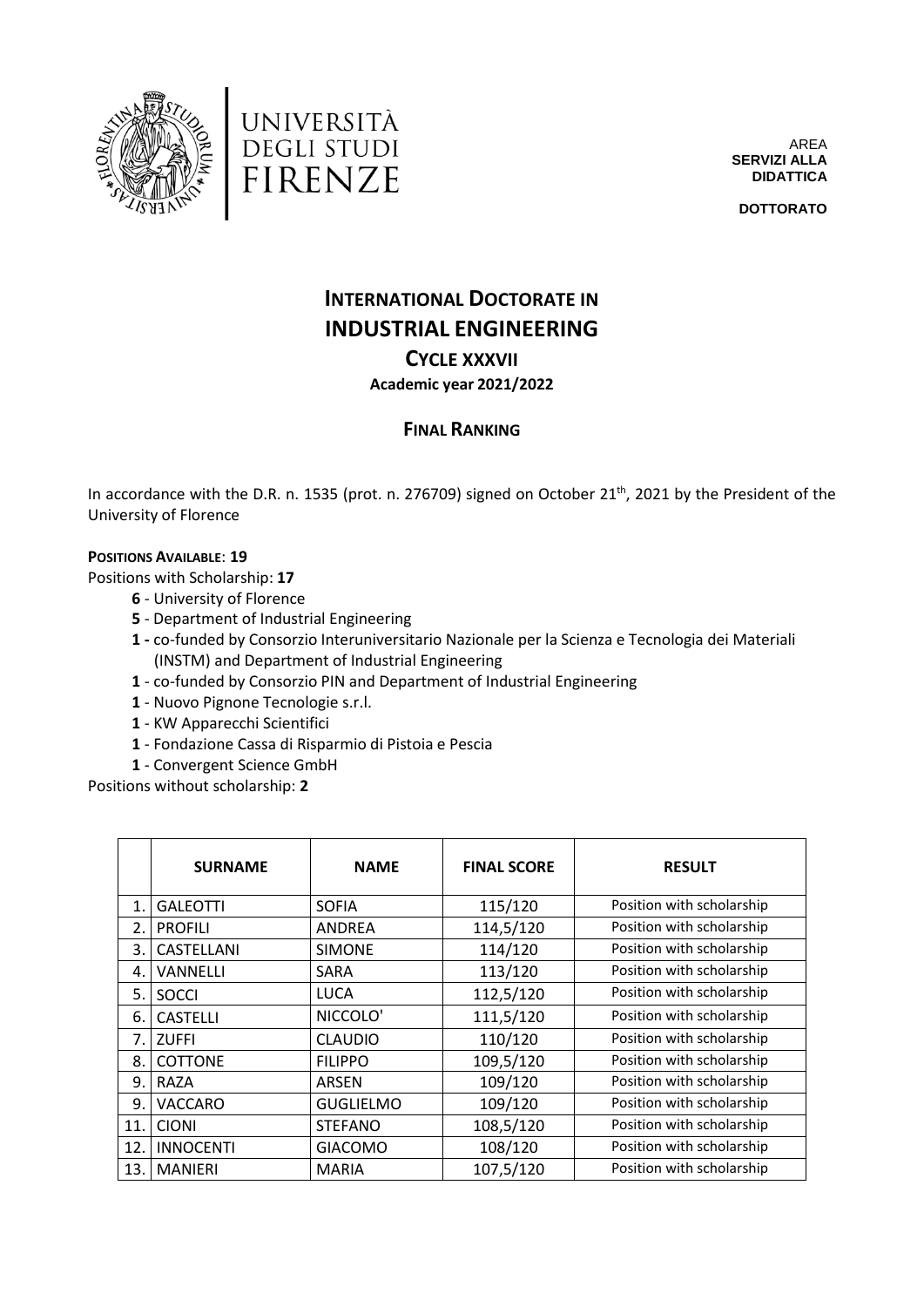UNIVERSITÀ DEGLI STUDI FIRENZE

AREA
**SERVIZI ALLA DIDATTICA**

**DOTTORATO**

# INTERNATIONAL DOCTORATE IN INDUSTRIAL ENGINEERING

## CYCLE XXXVII

**Academic year 2021/2022**

## FINAL RANKING

In accordance with the D.R. n. 1535 (prot. n. 276709) signed on October 21th, 2021 by the President of the University of Florence

**POSITIONS AVAILABLE**: **19**

Positions with Scholarship: **17**

- **6** - University of Florence
- **5** - Department of Industrial Engineering
- **1** - co-funded by Consorzio Interuniversitario Nazionale per la Scienza e Tecnologia dei Materiali (INSTM) and Department of Industrial Engineering
- **1** - co-funded by Consorzio PIN and Department of Industrial Engineering
- **1** - Nuovo Pignone Tecnologie s.r.l.
- **1** - KW Apparecchi Scientifici
- **1** - Fondazione Cassa di Risparmio di Pistoia e Pescia
- **1** - Convergent Science GmbH

Positions without scholarship: **2**

| | SURNAME | NAME | FINAL SCORE | RESULT |
|---|---|---|---|---|
| 1. | GALEOTTI | SOFIA | 115/120 | Position with scholarship |
| 2. | PROFILI | ANDREA | 114,5/120 | Position with scholarship |
| 3. | CASTELLANI | SIMONE | 114/120 | Position with scholarship |
| 4. | VANNELLI | SARA | 113/120 | Position with scholarship |
| 5. | SOCCI | LUCA | 112,5/120 | Position with scholarship |
| 6. | CASTELLI | NICCOLO' | 111,5/120 | Position with scholarship |
| 7. | ZUFFI | CLAUDIO | 110/120 | Position with scholarship |
| 8. | COTTONE | FILIPPO | 109,5/120 | Position with scholarship |
| 9. | RAZA | ARSEN | 109/120 | Position with scholarship |
| 9. | VACCARO | GUGLIELMO | 109/120 | Position with scholarship |
| 11. | CIONI | STEFANO | 108,5/120 | Position with scholarship |
| 12. | INNOCENTI | GIACOMO | 108/120 | Position with scholarship |
| 13. | MANIERI | MARIA | 107,5/120 | Position with scholarship |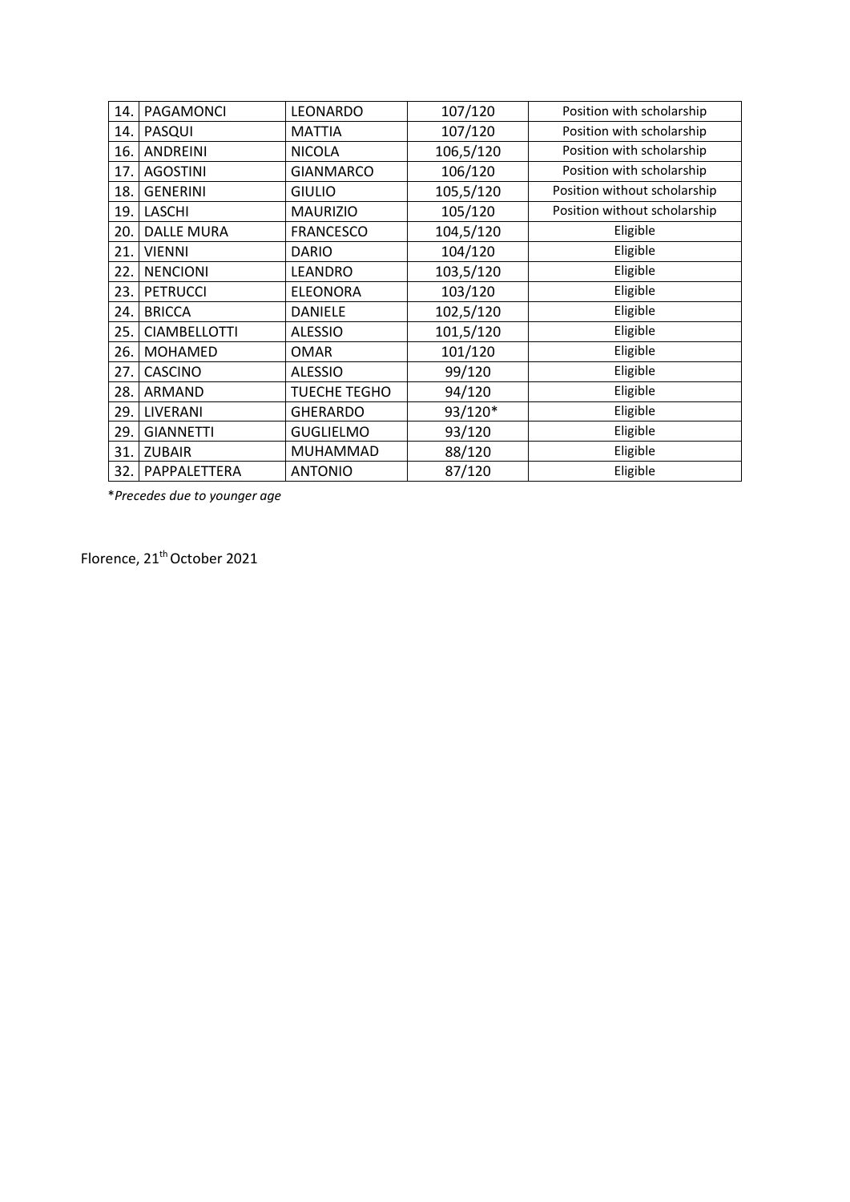| | | | | |
|---|---|---|---|---|
| 14. | PAGAMONCI | LEONARDO | 107/120 | Position with scholarship |
| 14. | PASQUI | MATTIA | 107/120 | Position with scholarship |
| 16. | ANDREINI | NICOLA | 106,5/120 | Position with scholarship |
| 17. | AGOSTINI | GIANMARCO | 106/120 | Position with scholarship |
| 18. | GENERINI | GIULIO | 105,5/120 | Position without scholarship |
| 19. | LASCHI | MAURIZIO | 105/120 | Position without scholarship |
| 20. | DALLE MURA | FRANCESCO | 104,5/120 | Eligible |
| 21. | VIENNI | DARIO | 104/120 | Eligible |
| 22. | NENCIONI | LEANDRO | 103,5/120 | Eligible |
| 23. | PETRUCCI | ELEONORA | 103/120 | Eligible |
| 24. | BRICCA | DANIELE | 102,5/120 | Eligible |
| 25. | CIAMBELLOTTI | ALESSIO | 101,5/120 | Eligible |
| 26. | MOHAMED | OMAR | 101/120 | Eligible |
| 27. | CASCINO | ALESSIO | 99/120 | Eligible |
| 28. | ARMAND | TUECHE TEGHO | 94/120 | Eligible |
| 29. | LIVERANI | GHERARDO | 93/120* | Eligible |
| 29. | GIANNETTI | GUGLIELMO | 93/120 | Eligible |
| 31. | ZUBAIR | MUHAMMAD | 88/120 | Eligible |
| 32. | PAPPALETTERA | ANTONIO | 87/120 | Eligible |

*\*Precedes due to younger age*

Florence, 21th October 2021